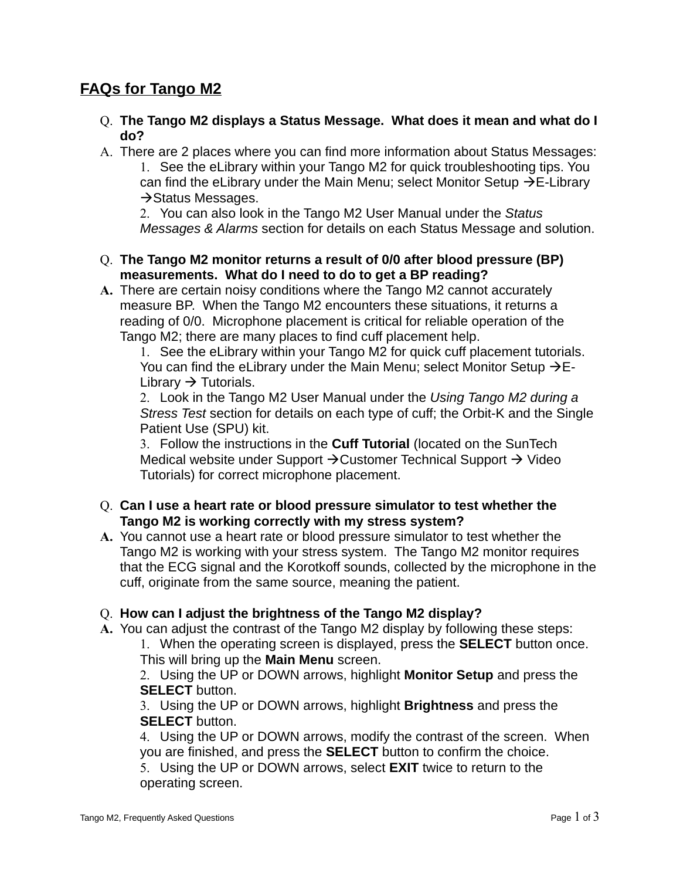# FAQs for Tango M2

**Q. The Tango M2 displays a Status Message. What does it mean and what do I do?**

A. There are 2 places where you can find more information about Status Messages:

1. See the eLibrary within your Tango M2 for quick troubleshooting tips. You can find the eLibrary under the Main Menu; select Monitor Setup →E-Library →Status Messages.
2. You can also look in the Tango M2 User Manual under the *Status Messages & Alarms* section for details on each Status Message and solution.

**Q. The Tango M2 monitor returns a result of 0/0 after blood pressure (BP) measurements. What do I need to do to get a BP reading?**

**A.** There are certain noisy conditions where the Tango M2 cannot accurately measure BP. When the Tango M2 encounters these situations, it returns a reading of 0/0. Microphone placement is critical for reliable operation of the Tango M2; there are many places to find cuff placement help.

1. See the eLibrary within your Tango M2 for quick cuff placement tutorials. You can find the eLibrary under the Main Menu; select Monitor Setup →E-Library → Tutorials.
2. Look in the Tango M2 User Manual under the *Using Tango M2 during a Stress Test* section for details on each type of cuff; the Orbit-K and the Single Patient Use (SPU) kit.
3. Follow the instructions in the **Cuff Tutorial** (located on the SunTech Medical website under Support →Customer Technical Support → Video Tutorials) for correct microphone placement.

**Q. Can I use a heart rate or blood pressure simulator to test whether the Tango M2 is working correctly with my stress system?**

**A.** You cannot use a heart rate or blood pressure simulator to test whether the Tango M2 is working with your stress system. The Tango M2 monitor requires that the ECG signal and the Korotkoff sounds, collected by the microphone in the cuff, originate from the same source, meaning the patient.

**Q. How can I adjust the brightness of the Tango M2 display?**

**A.** You can adjust the contrast of the Tango M2 display by following these steps:

1. When the operating screen is displayed, press the **SELECT** button once. This will bring up the **Main Menu** screen.
2. Using the UP or DOWN arrows, highlight **Monitor Setup** and press the **SELECT** button.
3. Using the UP or DOWN arrows, highlight **Brightness** and press the **SELECT** button.
4. Using the UP or DOWN arrows, modify the contrast of the screen. When you are finished, and press the **SELECT** button to confirm the choice.
5. Using the UP or DOWN arrows, select **EXIT** twice to return to the operating screen.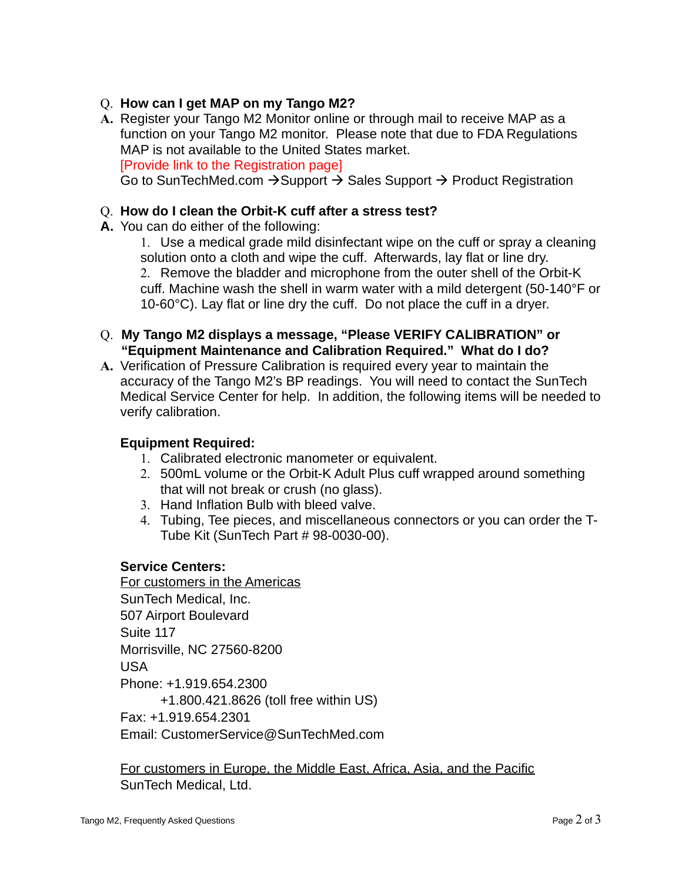Q. **How can I get MAP on my Tango M2?**

A. Register your Tango M2 Monitor online or through mail to receive MAP as a function on your Tango M2 monitor. Please note that due to FDA Regulations MAP is not available to the United States market.
[Provide link to the Registration page]
Go to SunTechMed.com →Support → Sales Support → Product Registration

Q. **How do I clean the Orbit-K cuff after a stress test?**

A. You can do either of the following:

1. Use a medical grade mild disinfectant wipe on the cuff or spray a cleaning solution onto a cloth and wipe the cuff. Afterwards, lay flat or line dry.
2. Remove the bladder and microphone from the outer shell of the Orbit-K cuff. Machine wash the shell in warm water with a mild detergent (50-140°F or 10-60°C). Lay flat or line dry the cuff. Do not place the cuff in a dryer.

Q. **My Tango M2 displays a message, "Please VERIFY CALIBRATION" or "Equipment Maintenance and Calibration Required." What do I do?**

A. Verification of Pressure Calibration is required every year to maintain the accuracy of the Tango M2's BP readings. You will need to contact the SunTech Medical Service Center for help. In addition, the following items will be needed to verify calibration.

**Equipment Required:**

1. Calibrated electronic manometer or equivalent.
2. 500mL volume or the Orbit-K Adult Plus cuff wrapped around something that will not break or crush (no glass).
3. Hand Inflation Bulb with bleed valve.
4. Tubing, Tee pieces, and miscellaneous connectors or you can order the T-Tube Kit (SunTech Part # 98-0030-00).

**Service Centers:**

For customers in the Americas
SunTech Medical, Inc.
507 Airport Boulevard
Suite 117
Morrisville, NC 27560-8200
USA
Phone: +1.919.654.2300
+1.800.421.8626 (toll free within US)
Fax: +1.919.654.2301
Email: CustomerService@SunTechMed.com

For customers in Europe, the Middle East, Africa, Asia, and the Pacific
SunTech Medical, Ltd.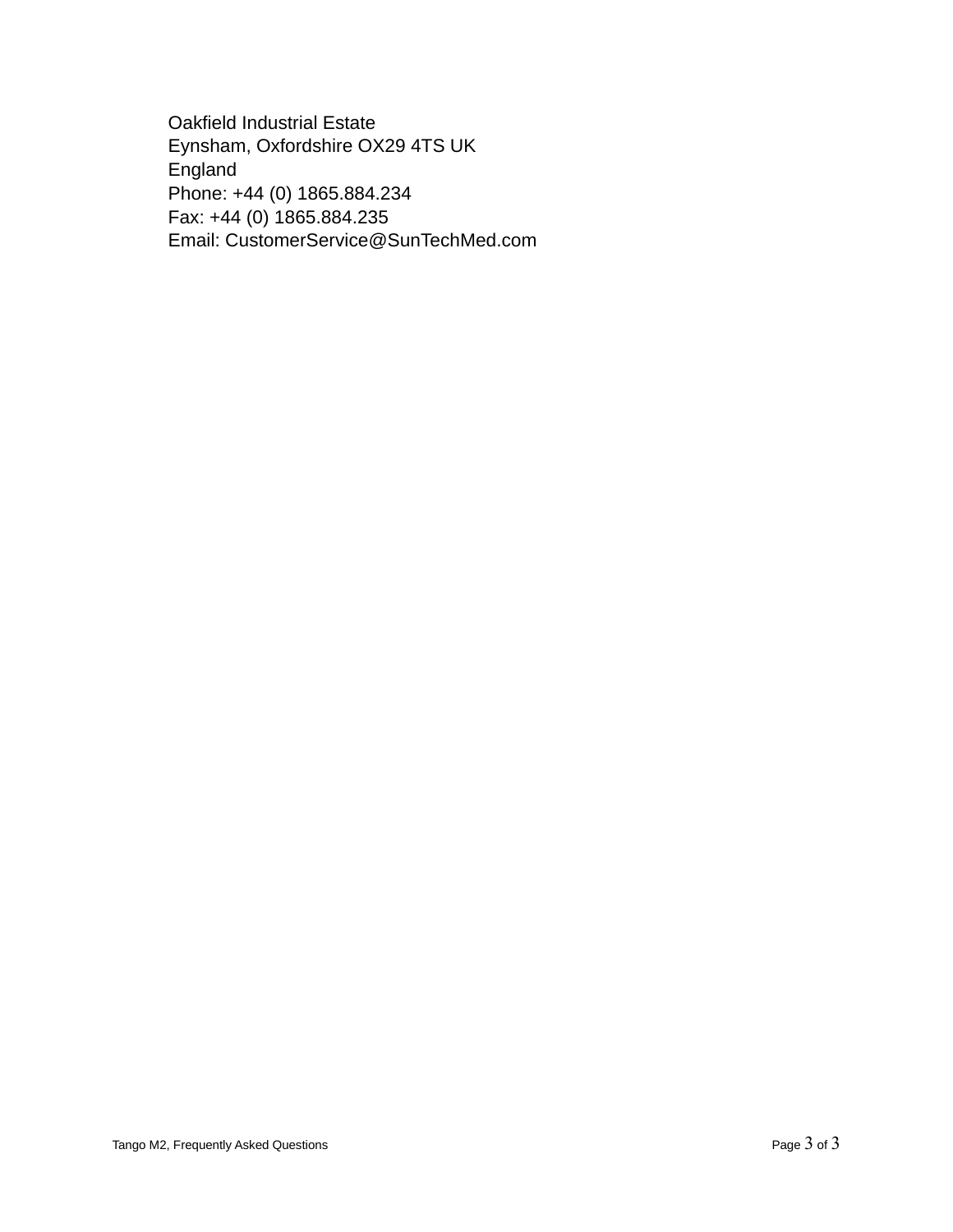Oakfield Industrial Estate
Eynsham, Oxfordshire OX29 4TS UK
England
Phone: +44 (0) 1865.884.234
Fax: +44 (0) 1865.884.235
Email: CustomerService@SunTechMed.com